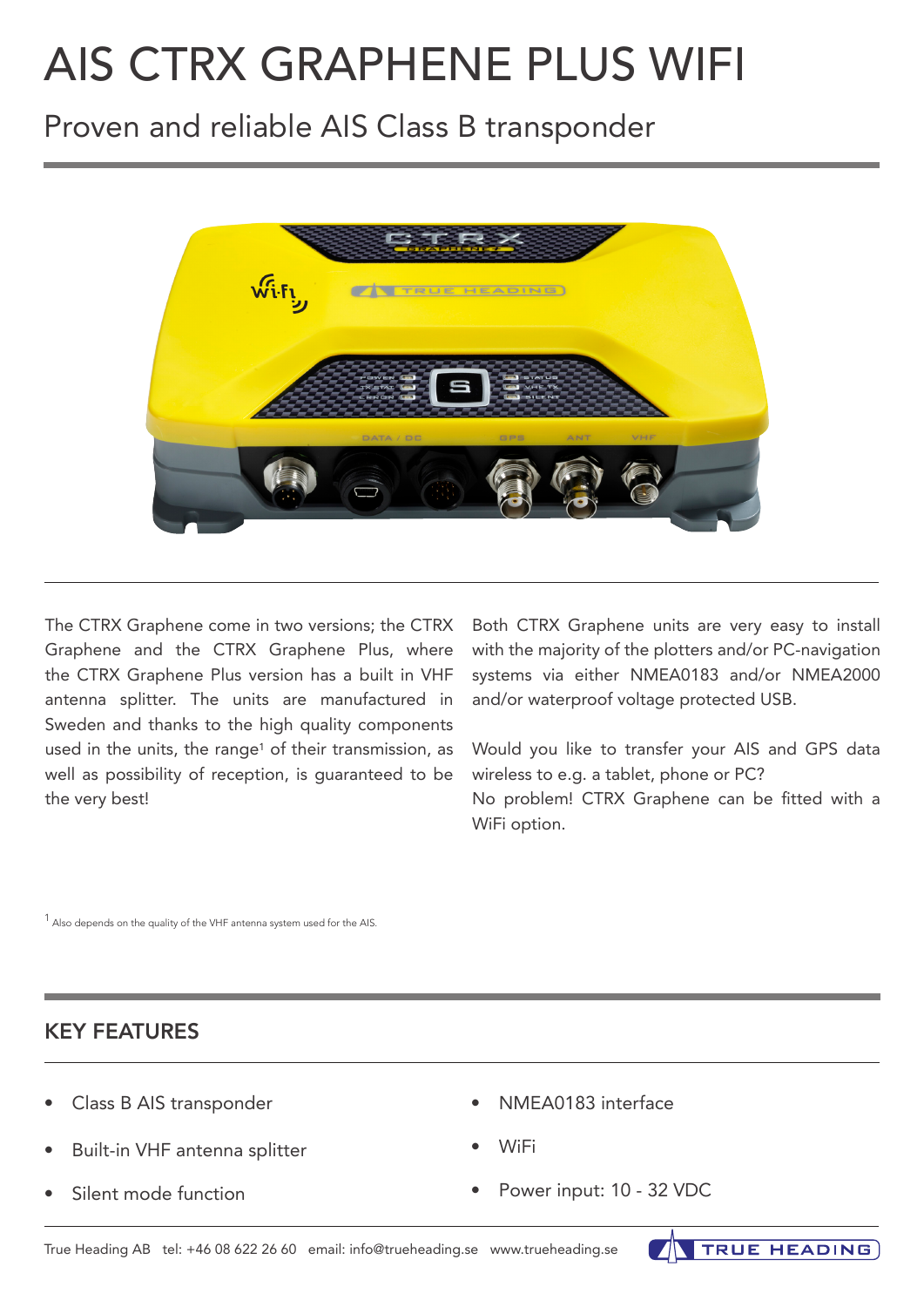# AIS CTRX GRAPHENE PLUS WIFI

## Proven and reliable AIS Class B transponder

The CTRX Graphene come in two versions; the CTRX Graphene and the CTRX Graphene Plus, where the CTRX Graphene Plus version has a built in VHF antenna splitter. The units are manufactured in Sweden and thanks to the high quality components used in the units, the range[1] of their transmission, as well as possibility of reception, is guaranteed to be the very best!

Both CTRX Graphene units are very easy to install with the majority of the plotters and/or PC-navigation systems via either NMEA0183 and/or NMEA2000 and/or waterproof voltage protected USB.

Would you like to transfer your AIS and GPS data wireless to e.g. a tablet, phone or PC?
No problem! CTRX Graphene can be fitted with a WiFi option.

[1] Also depends on the quality of the VHF antenna system used for the AIS.

## KEY FEATURES

- Class B AIS transponder
- Built-in VHF antenna splitter
- Silent mode function
- NMEA0183 interface
- WiFi
- Power input: 10 - 32 VDC

True Heading AB tel: +46 08 622 26 60 email: info@trueheading.se www.trueheading.se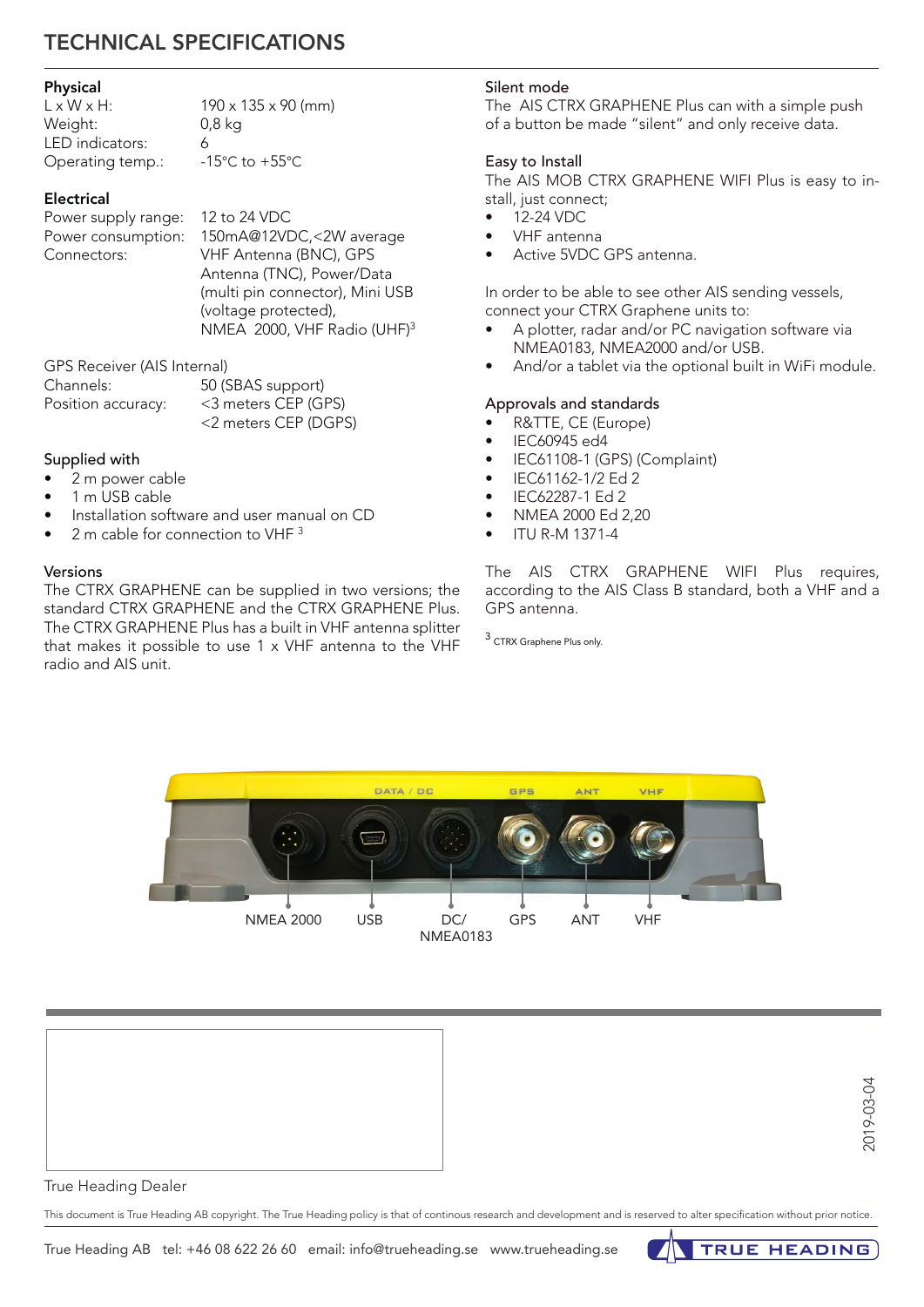# TECHNICAL SPECIFICATIONS

## Physical

| | |
|---|---|
| L x W x H: | 190 x 135 x 90 (mm) |
| Weight: | 0,8 kg |
| LED indicators: | 6 |
| Operating temp.: | -15°C to +55°C |

## Electrical

| | |
|---|---|
| Power supply range: | 12 to 24 VDC |
| Power consumption: | 150mA@12VDC,<2W average |
| Connectors: | VHF Antenna (BNC), GPS Antenna (TNC), Power/Data (multi pin connector), Mini USB (voltage protected), NMEA 2000, VHF Radio (UHF)[3] |

GPS Receiver (AIS Internal)

| | |
|---|---|
| Channels: | 50 (SBAS support) |
| Position accuracy: | <3 meters CEP (GPS)<br><2 meters CEP (DGPS) |

## Supplied with

- 2 m power cable
- 1 m USB cable
- Installation software and user manual on CD
- 2 m cable for connection to VHF [3]

## Versions

The CTRX GRAPHENE can be supplied in two versions; the standard CTRX GRAPHENE and the CTRX GRAPHENE Plus. The CTRX GRAPHENE Plus has a built in VHF antenna splitter that makes it possible to use 1 x VHF antenna to the VHF radio and AIS unit.

## Silent mode

The AIS CTRX GRAPHENE Plus can with a simple push of a button be made "silent" and only receive data.

## Easy to Install

The AIS MOB CTRX GRAPHENE WIFI Plus is easy to install, just connect;

- 12-24 VDC
- VHF antenna
- Active 5VDC GPS antenna.

In order to be able to see other AIS sending vessels, connect your CTRX Graphene units to:

- A plotter, radar and/or PC navigation software via NMEA0183, NMEA2000 and/or USB.
- And/or a tablet via the optional built in WiFi module.

## Approvals and standards

- R&TTE, CE (Europe)
- IEC60945 ed4
- IEC61108-1 (GPS) (Complaint)
- IEC61162-1/2 Ed 2
- IEC62287-1 Ed 2
- NMEA 2000 Ed 2,20
- ITU R-M 1371-4

The AIS CTRX GRAPHENE WIFI Plus requires, according to the AIS Class B standard, both a VHF and a GPS antenna.

[3] CTRX Graphene Plus only.

NMEA 2000 USB DC/ NMEA0183 GPS ANT VHF

True Heading Dealer

2019-03-04

This document is True Heading AB copyright. The True Heading policy is that of continous research and development and is reserved to alter specification without prior notice.

True Heading AB tel: +46 08 622 26 60 email: info@trueheading.se www.trueheading.se